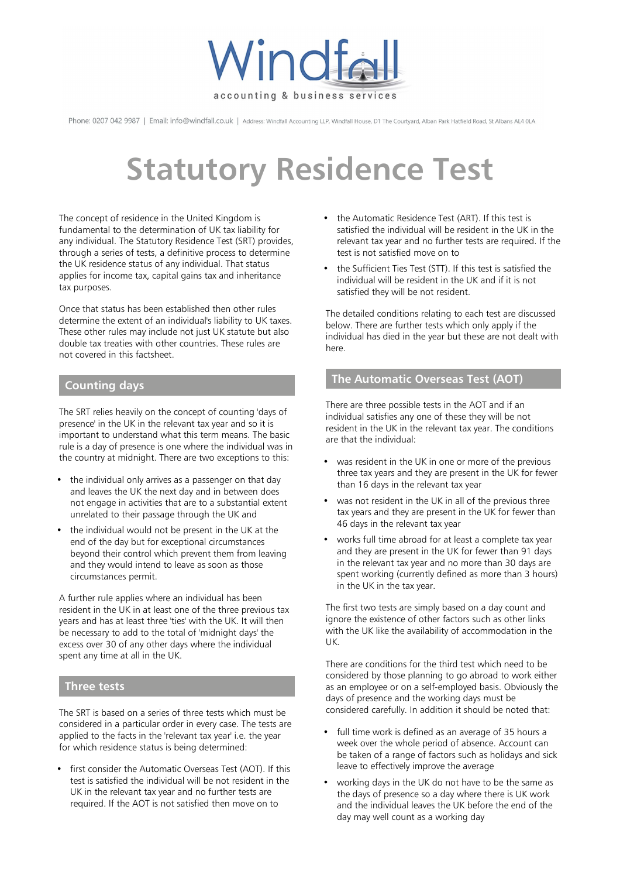# Statutory Residence Test

The concept of residence in the United Kingdom is fundamental to the determination of UK tax liability for any individual. The Statutory Residence Test (SRT) provides, through a series of tests, a definitive process to determine the UK residence status of any individual. That status applies for income tax, capital gains tax and inheritance tax purposes.

Once that status has been established then other rules determine the extent of an individual's liability to UK taxes. These other rules may include not just UK statute but also double tax treaties with other countries. These rules are not covered in this factsheet.

## Counting days

The SRT relies heavily on the concept of counting 'days of presence' in the UK in the relevant tax year and so it is important to understand what this term means. The basic rule is a day of presence is one where the individual was in the country at midnight. There are two exceptions to this:

- the individual only arrives as a passenger on that day and leaves the UK the next day and in between does not engage in activities that are to a substantial extent unrelated to their passage through the UK and
- the individual would not be present in the UK at the end of the day but for exceptional circumstances beyond their control which prevent them from leaving and they would intend to leave as soon as those circumstances permit.

A further rule applies where an individual has been resident in the UK in at least one of the three previous tax years and has at least three 'ties' with the UK. It will then be necessary to add to the total of 'midnight days' the excess over 30 of any other days where the individual spent any time at all in the UK.

## Three tests

The SRT is based on a series of three tests which must be considered in a particular order in every case. The tests are applied to the facts in the 'relevant tax year' i.e. the year for which residence status is being determined:

- first consider the Automatic Overseas Test (AOT). If this test is satisfied the individual will be not resident in the UK in the relevant tax year and no further tests are required. If the AOT is not satisfied then move on to
- the Automatic Residence Test (ART). If this test is satisfied the individual will be resident in the UK in the relevant tax year and no further tests are required. If the test is not satisfied move on to
- the Sufficient Ties Test (STT). If this test is satisfied the individual will be resident in the UK and if it is not satisfied they will be not resident.

The detailed conditions relating to each test are discussed below. There are further tests which only apply if the individual has died in the year but these are not dealt with here.

## The Automatic Overseas Test (AOT)

There are three possible tests in the AOT and if an individual satisfies any one of these they will be not resident in the UK in the relevant tax year. The conditions are that the individual:

- was resident in the UK in one or more of the previous three tax years and they are present in the UK for fewer than 16 days in the relevant tax year
- was not resident in the UK in all of the previous three tax years and they are present in the UK for fewer than 46 days in the relevant tax year
- works full time abroad for at least a complete tax year and they are present in the UK for fewer than 91 days in the relevant tax year and no more than 30 days are spent working (currently defined as more than 3 hours) in the UK in the tax year.

The first two tests are simply based on a day count and ignore the existence of other factors such as other links with the UK like the availability of accommodation in the UK.

There are conditions for the third test which need to be considered by those planning to go abroad to work either as an employee or on a self-employed basis. Obviously the days of presence and the working days must be considered carefully. In addition it should be noted that:

- full time work is defined as an average of 35 hours a week over the whole period of absence. Account can be taken of a range of factors such as holidays and sick leave to effectively improve the average
- working days in the UK do not have to be the same as the days of presence so a day where there is UK work and the individual leaves the UK before the end of the day may well count as a working day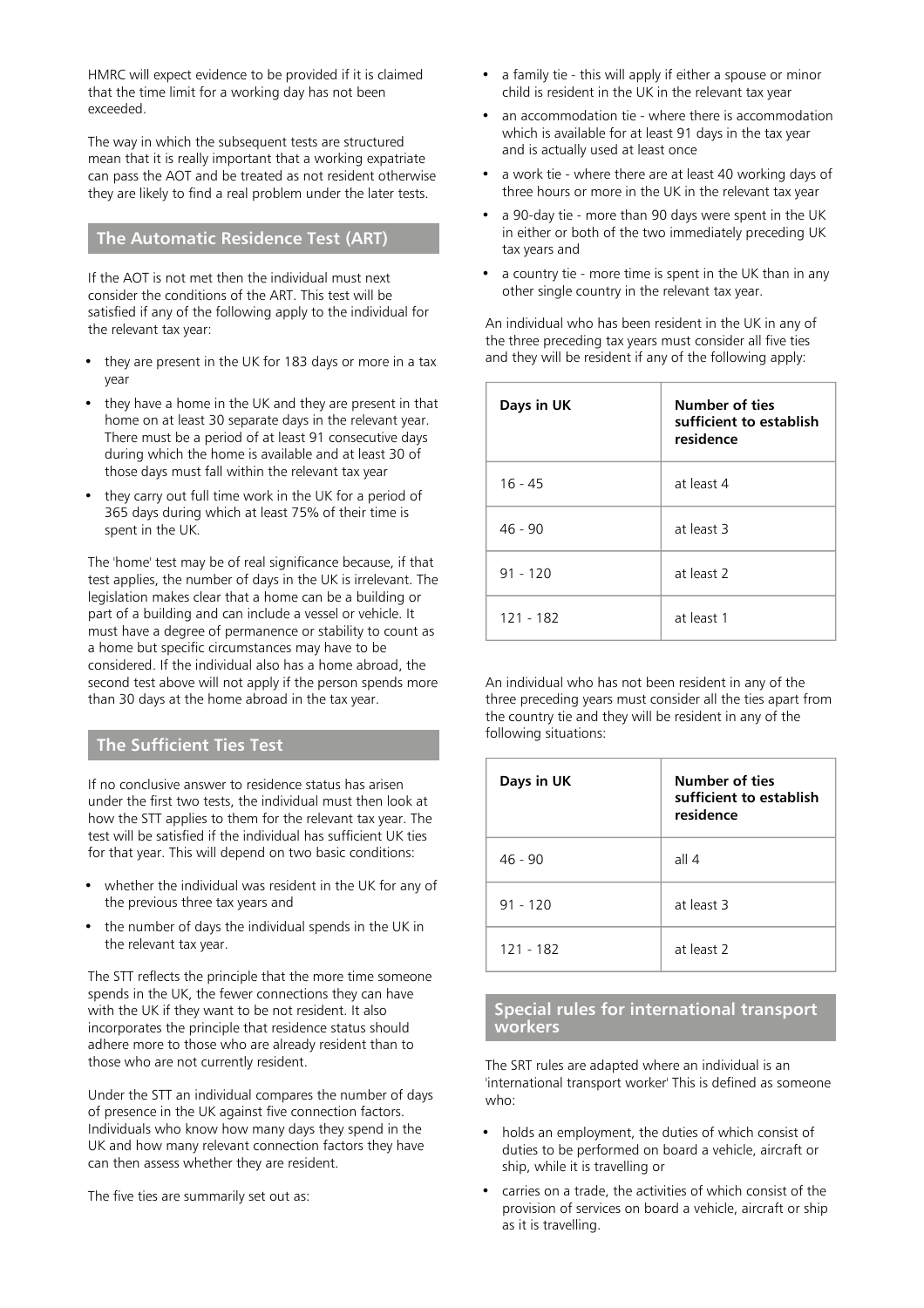HMRC will expect evidence to be provided if it is claimed that the time limit for a working day has not been exceeded.

The way in which the subsequent tests are structured mean that it is really important that a working expatriate can pass the AOT and be treated as not resident otherwise they are likely to find a real problem under the later tests.

## The Automatic Residence Test (ART)

If the AOT is not met then the individual must next consider the conditions of the ART. This test will be satisfied if any of the following apply to the individual for the relevant tax year:

- they are present in the UK for 183 days or more in a tax year
- they have a home in the UK and they are present in that home on at least 30 separate days in the relevant year. There must be a period of at least 91 consecutive days during which the home is available and at least 30 of those days must fall within the relevant tax year
- they carry out full time work in the UK for a period of 365 days during which at least 75% of their time is spent in the UK.

The 'home' test may be of real significance because, if that test applies, the number of days in the UK is irrelevant. The legislation makes clear that a home can be a building or part of a building and can include a vessel or vehicle. It must have a degree of permanence or stability to count as a home but specific circumstances may have to be considered. If the individual also has a home abroad, the second test above will not apply if the person spends more than 30 days at the home abroad in the tax year.

## The Sufficient Ties Test

If no conclusive answer to residence status has arisen under the first two tests, the individual must then look at how the STT applies to them for the relevant tax year. The test will be satisfied if the individual has sufficient UK ties for that year. This will depend on two basic conditions:

- whether the individual was resident in the UK for any of the previous three tax years and
- the number of days the individual spends in the UK in the relevant tax year.

The STT reflects the principle that the more time someone spends in the UK, the fewer connections they can have with the UK if they want to be not resident. It also incorporates the principle that residence status should adhere more to those who are already resident than to those who are not currently resident.

Under the STT an individual compares the number of days of presence in the UK against five connection factors. Individuals who know how many days they spend in the UK and how many relevant connection factors they have can then assess whether they are resident.

The five ties are summarily set out as:

- a family tie - this will apply if either a spouse or minor child is resident in the UK in the relevant tax year
- an accommodation tie - where there is accommodation which is available for at least 91 days in the tax year and is actually used at least once
- a work tie - where there are at least 40 working days of three hours or more in the UK in the relevant tax year
- a 90-day tie - more than 90 days were spent in the UK in either or both of the two immediately preceding UK tax years and
- a country tie - more time is spent in the UK than in any other single country in the relevant tax year.

An individual who has been resident in the UK in any of the three preceding tax years must consider all five ties and they will be resident if any of the following apply:

| Days in UK | Number of ties sufficient to establish residence |
|---|---|
| 16 - 45 | at least 4 |
| 46 - 90 | at least 3 |
| 91 - 120 | at least 2 |
| 121 - 182 | at least 1 |

An individual who has not been resident in any of the three preceding years must consider all the ties apart from the country tie and they will be resident in any of the following situations:

| Days in UK | Number of ties sufficient to establish residence |
|---|---|
| 46 - 90 | all 4 |
| 91 - 120 | at least 3 |
| 121 - 182 | at least 2 |

## Special rules for international transport workers

The SRT rules are adapted where an individual is an 'international transport worker' This is defined as someone who:

- holds an employment, the duties of which consist of duties to be performed on board a vehicle, aircraft or ship, while it is travelling or
- carries on a trade, the activities of which consist of the provision of services on board a vehicle, aircraft or ship as it is travelling.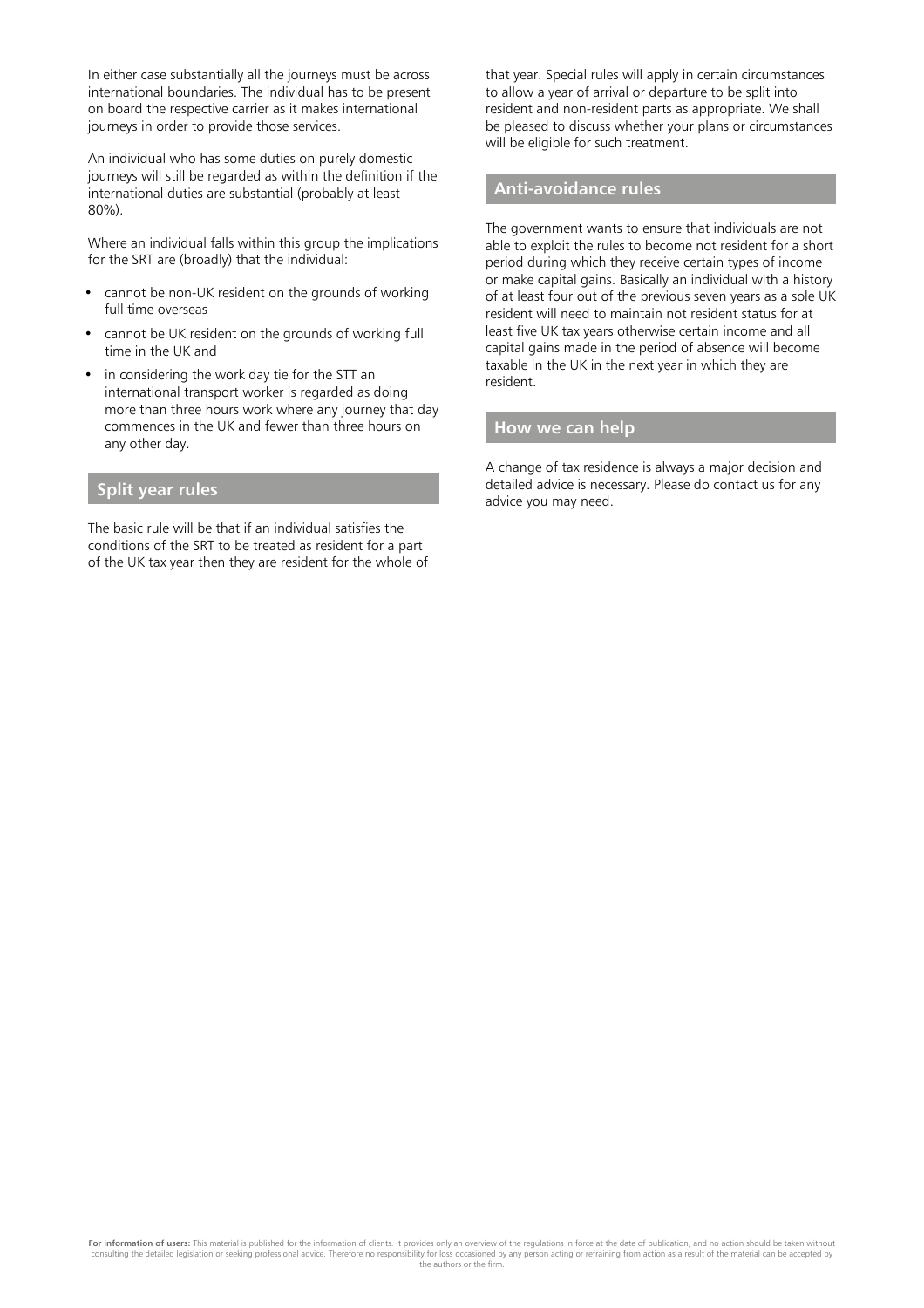In either case substantially all the journeys must be across international boundaries. The individual has to be present on board the respective carrier as it makes international journeys in order to provide those services.

An individual who has some duties on purely domestic journeys will still be regarded as within the definition if the international duties are substantial (probably at least 80%).

Where an individual falls within this group the implications for the SRT are (broadly) that the individual:

- cannot be non-UK resident on the grounds of working full time overseas
- cannot be UK resident on the grounds of working full time in the UK and
- in considering the work day tie for the STT an international transport worker is regarded as doing more than three hours work where any journey that day commences in the UK and fewer than three hours on any other day.

## Split year rules

The basic rule will be that if an individual satisfies the conditions of the SRT to be treated as resident for a part of the UK tax year then they are resident for the whole of that year. Special rules will apply in certain circumstances to allow a year of arrival or departure to be split into resident and non-resident parts as appropriate. We shall be pleased to discuss whether your plans or circumstances will be eligible for such treatment.

## Anti-avoidance rules

The government wants to ensure that individuals are not able to exploit the rules to become not resident for a short period during which they receive certain types of income or make capital gains. Basically an individual with a history of at least four out of the previous seven years as a sole UK resident will need to maintain not resident status for at least five UK tax years otherwise certain income and all capital gains made in the period of absence will become taxable in the UK in the next year in which they are resident.

## How we can help

A change of tax residence is always a major decision and detailed advice is necessary. Please do contact us for any advice you may need.

**For information of users:** This material is published for the information of clients. It provides only an overview of the regulations in force at the date of publication, and no action should be taken without consulting the detailed legislation or seeking professional advice. Therefore no responsibility for loss occasioned by any person acting or refraining from action as a result of the material can be accepted by the authors or the firm.